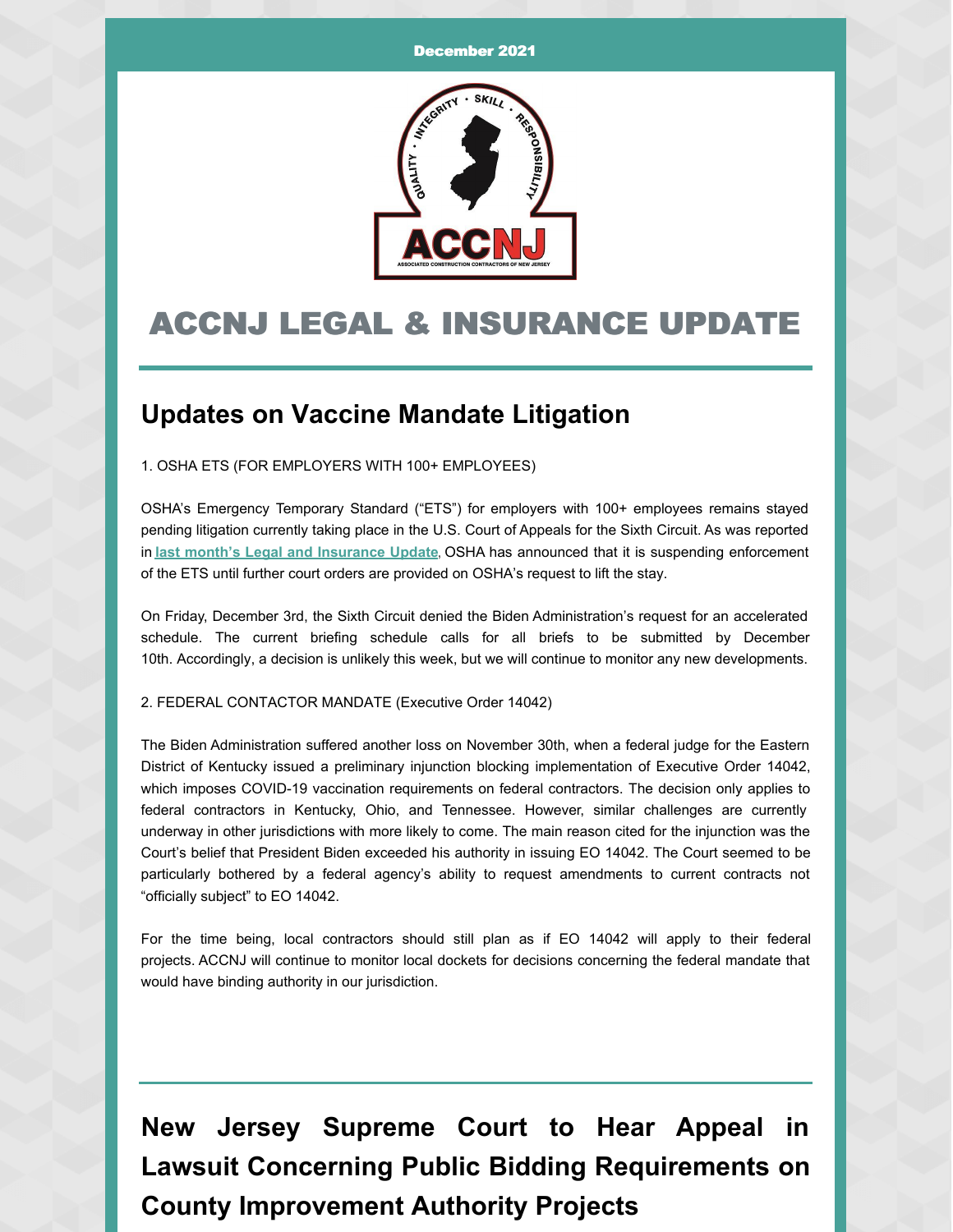December 2021

# ACCNJ LEGAL & INSURANCE UPDATE

## Updates on Vaccine Mandate Litigation

1. OSHA ETS (FOR EMPLOYERS WITH 100+ EMPLOYEES)

OSHA's Emergency Temporary Standard ("ETS") for employers with 100+ employees remains stayed pending litigation currently taking place in the U.S. Court of Appeals for the Sixth Circuit. As was reported in **last month's Legal and Insurance Update**, OSHA has announced that it is suspending enforcement of the ETS until further court orders are provided on OSHA's request to lift the stay.

On Friday, December 3rd, the Sixth Circuit denied the Biden Administration's request for an accelerated schedule. The current briefing schedule calls for all briefs to be submitted by December 10th. Accordingly, a decision is unlikely this week, but we will continue to monitor any new developments.

2. FEDERAL CONTACTOR MANDATE (Executive Order 14042)

The Biden Administration suffered another loss on November 30th, when a federal judge for the Eastern District of Kentucky issued a preliminary injunction blocking implementation of Executive Order 14042, which imposes COVID-19 vaccination requirements on federal contractors. The decision only applies to federal contractors in Kentucky, Ohio, and Tennessee. However, similar challenges are currently underway in other jurisdictions with more likely to come. The main reason cited for the injunction was the Court's belief that President Biden exceeded his authority in issuing EO 14042. The Court seemed to be particularly bothered by a federal agency's ability to request amendments to current contracts not "officially subject" to EO 14042.

For the time being, local contractors should still plan as if EO 14042 will apply to their federal projects. ACCNJ will continue to monitor local dockets for decisions concerning the federal mandate that would have binding authority in our jurisdiction.

## New Jersey Supreme Court to Hear Appeal in Lawsuit Concerning Public Bidding Requirements on County Improvement Authority Projects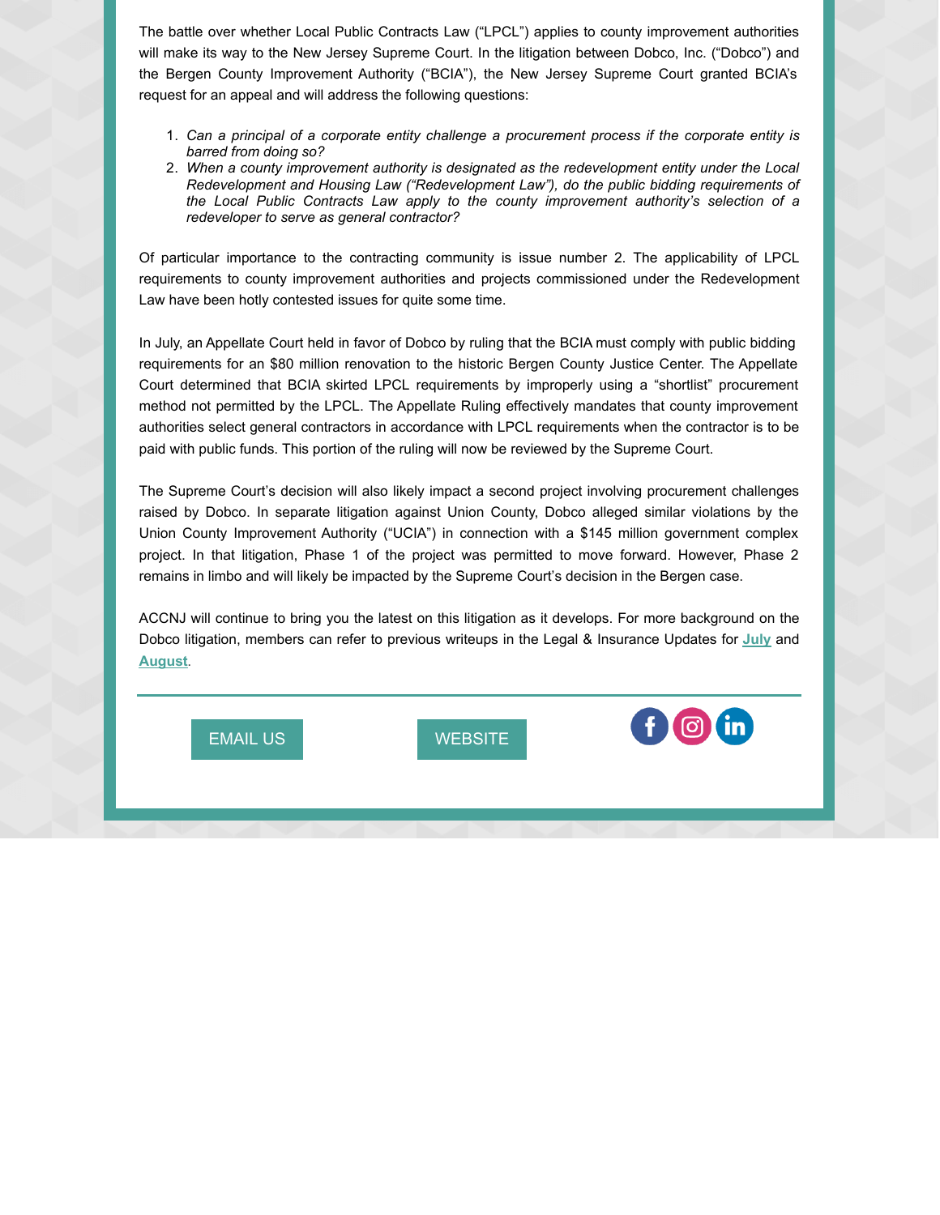The battle over whether Local Public Contracts Law ("LPCL") applies to county improvement authorities will make its way to the New Jersey Supreme Court. In the litigation between Dobco, Inc. ("Dobco") and the Bergen County Improvement Authority ("BCIA"), the New Jersey Supreme Court granted BCIA's request for an appeal and will address the following questions:

1. *Can a principal of a corporate entity challenge a procurement process if the corporate entity is barred from doing so?*
2. *When a county improvement authority is designated as the redevelopment entity under the Local Redevelopment and Housing Law ("Redevelopment Law"), do the public bidding requirements of the Local Public Contracts Law apply to the county improvement authority's selection of a redeveloper to serve as general contractor?*

Of particular importance to the contracting community is issue number 2. The applicability of LPCL requirements to county improvement authorities and projects commissioned under the Redevelopment Law have been hotly contested issues for quite some time.

In July, an Appellate Court held in favor of Dobco by ruling that the BCIA must comply with public bidding requirements for an $80 million renovation to the historic Bergen County Justice Center. The Appellate Court determined that BCIA skirted LPCL requirements by improperly using a "shortlist" procurement method not permitted by the LPCL. The Appellate Ruling effectively mandates that county improvement authorities select general contractors in accordance with LPCL requirements when the contractor is to be paid with public funds. This portion of the ruling will now be reviewed by the Supreme Court.

The Supreme Court's decision will also likely impact a second project involving procurement challenges raised by Dobco. In separate litigation against Union County, Dobco alleged similar violations by the Union County Improvement Authority ("UCIA") in connection with a $145 million government complex project. In that litigation, Phase 1 of the project was permitted to move forward. However, Phase 2 remains in limbo and will likely be impacted by the Supreme Court's decision in the Bergen case.

ACCNJ will continue to bring you the latest on this litigation as it develops. For more background on the Dobco litigation, members can refer to previous writeups in the Legal & Insurance Updates for **July** and **August**.

EMAIL US    WEBSITE